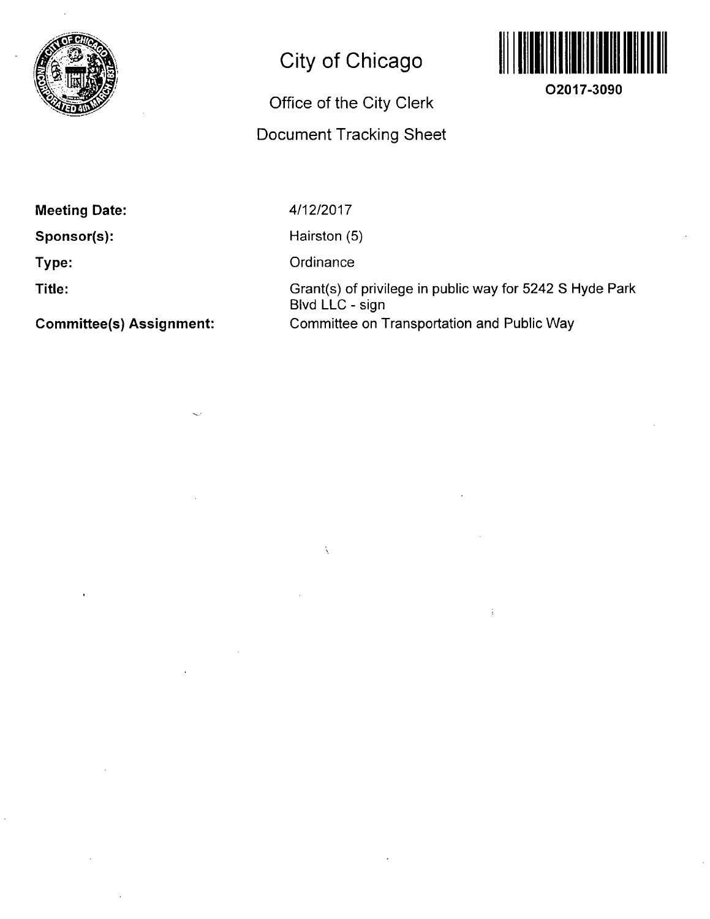# City of Chicago

## Office of the City Clerk

## Document Tracking Sheet

**O2017-3090**

| | |
|---|---|
| **Meeting Date:** | 4/12/2017 |
| **Sponsor(s):** | Hairston (5) |
| **Type:** | Ordinance |
| **Title:** | Grant(s) of privilege in public way for 5242 S Hyde Park Blvd LLC - sign |
| **Committee(s) Assignment:** | Committee on Transportation and Public Way |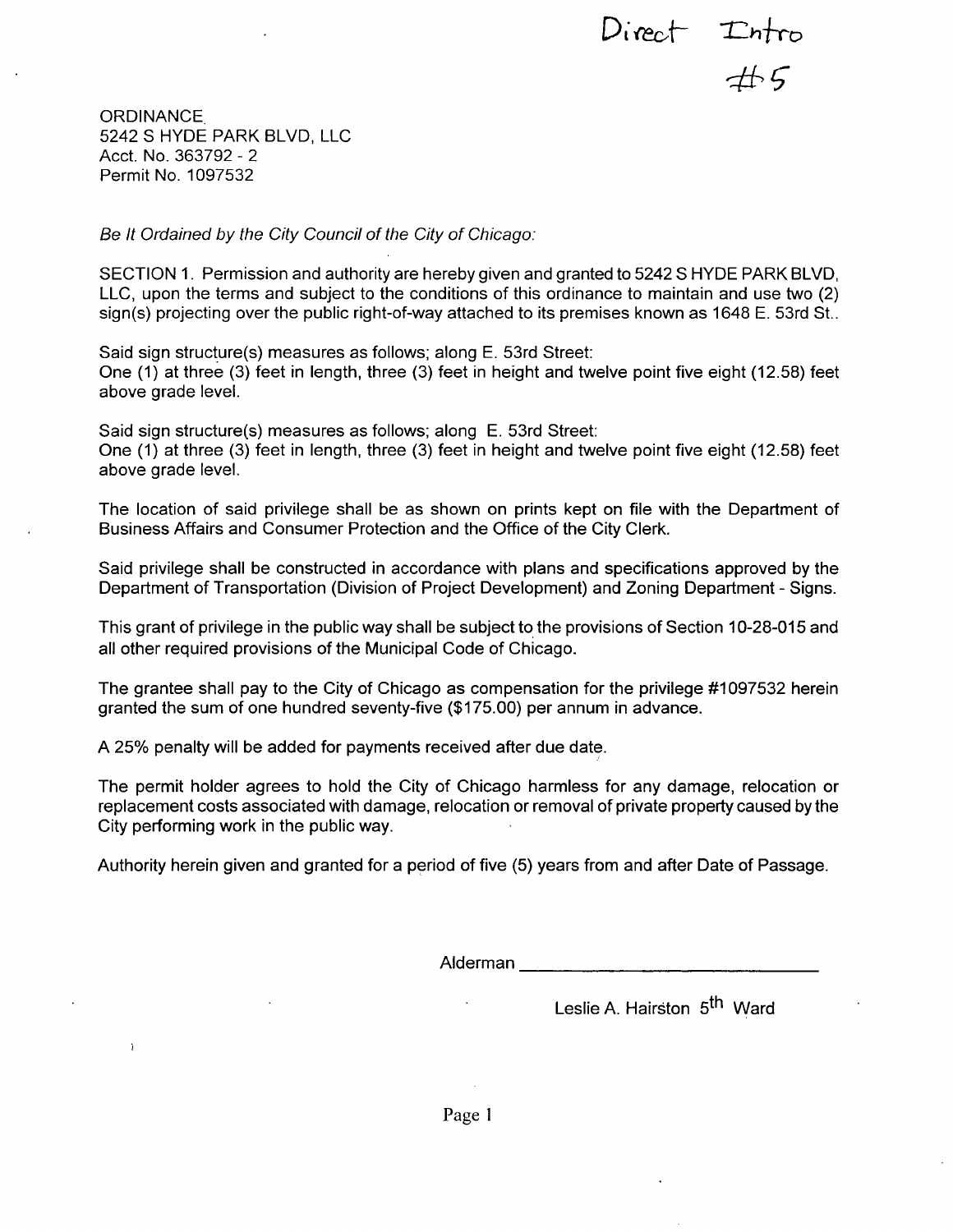Direct Intro #5

ORDINANCE
5242 S HYDE PARK BLVD, LLC
Acct. No. 363792 - 2
Permit No. 1097532

*Be It Ordained by the City Council of the City of Chicago:*

SECTION 1. Permission and authority are hereby given and granted to 5242 S HYDE PARK BLVD, LLC, upon the terms and subject to the conditions of this ordinance to maintain and use two (2) sign(s) projecting over the public right-of-way attached to its premises known as 1648 E. 53rd St..

Said sign structure(s) measures as follows; along E. 53rd Street:
One (1) at three (3) feet in length, three (3) feet in height and twelve point five eight (12.58) feet above grade level.

Said sign structure(s) measures as follows; along E. 53rd Street:
One (1) at three (3) feet in length, three (3) feet in height and twelve point five eight (12.58) feet above grade level.

The location of said privilege shall be as shown on prints kept on file with the Department of Business Affairs and Consumer Protection and the Office of the City Clerk.

Said privilege shall be constructed in accordance with plans and specifications approved by the Department of Transportation (Division of Project Development) and Zoning Department - Signs.

This grant of privilege in the public way shall be subject to the provisions of Section 10-28-015 and all other required provisions of the Municipal Code of Chicago.

The grantee shall pay to the City of Chicago as compensation for the privilege #1097532 herein granted the sum of one hundred seventy-five ($175.00) per annum in advance.

A 25% penalty will be added for payments received after due date.

The permit holder agrees to hold the City of Chicago harmless for any damage, relocation or replacement costs associated with damage, relocation or removal of private property caused by the City performing work in the public way.

Authority herein given and granted for a period of five (5) years from and after Date of Passage.

Alderman ______________________________

Leslie A. Hairston 5th Ward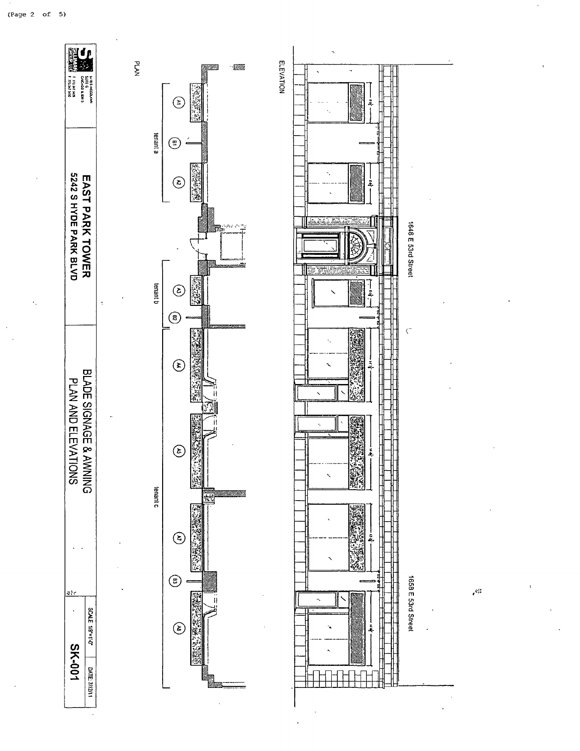ELEVATION

1648 E 53rd Street

1658 E 53rd Street

PLAN

tenant a

A1 B1 A2

tenant b

A3 B2

tenant c

A4 A5 A7 B3 A8

5418 S WOODLAWN
SUITE G
CHICAGO IL 60615
T 773.547.3435
F 773.547.3450

**EAST PARK TOWER**
**5242 S HYDE PARK BLVD**

BLADE SIGNAGE & AWNING
PLAN AND ELEVATIONS

SCALE: 1/8"=1'-0"

DATE: 7/12/11

**SK-001**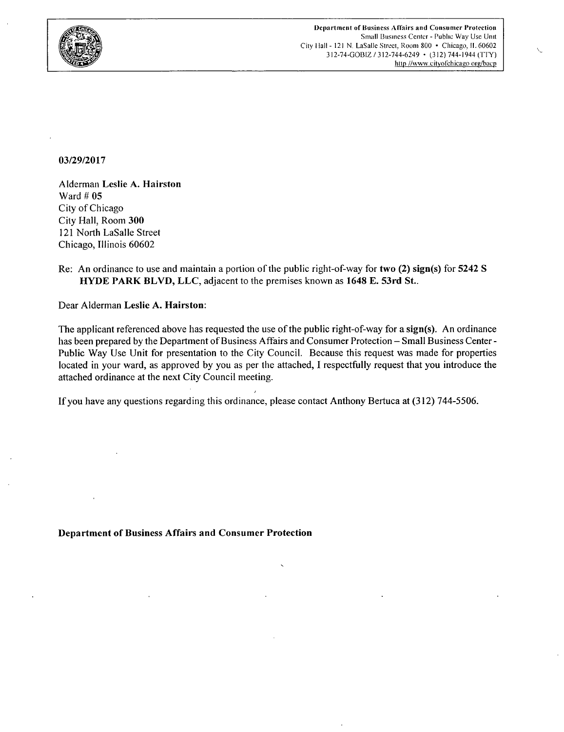**Department of Business Affairs and Consumer Protection**
Small Business Center - Public Way Use Unit
City Hall - 121 N. LaSalle Street, Room 800 • Chicago, IL 60602
312-74-GOBIZ / 312-744-6249 • (312) 744-1944 (TTY)
http //www.cityofchicago org/bacp

**03/29/2017**

Alderman **Leslie A. Hairston**
Ward # **05**
City of Chicago
City Hall, Room **300**
121 North LaSalle Street
Chicago, Illinois 60602

Re: An ordinance to use and maintain a portion of the public right-of-way for **two (2) sign(s)** for **5242 S HYDE PARK BLVD, LLC**, adjacent to the premises known as **1648 E. 53rd St.**.

Dear Alderman **Leslie A. Hairston**:

The applicant referenced above has requested the use of the **public right-of-way** for a **sign(s)**. An ordinance has been prepared by the Department of Business Affairs and Consumer Protection – Small Business Center - Public Way Use Unit for presentation to the City Council. Because this request was made for properties located in your ward, as approved by you as per the attached, I respectfully request that you introduce the attached ordinance at the next City Council meeting.

If you have any questions regarding this ordinance, please contact Anthony Bertuca at (312) 744-5506.

**Department of Business Affairs and Consumer Protection**